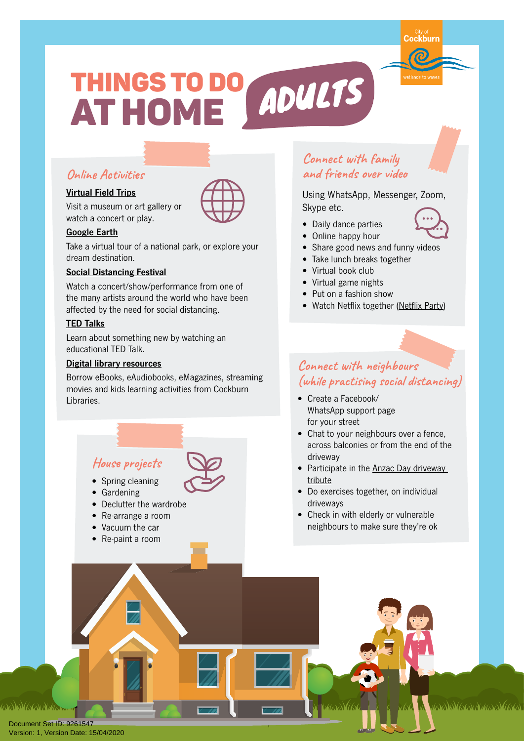# THINGS TO DO AT HOME ADULTS

City of Cockburn
wetlands to waves

## Online Activities

**Virtual Field Trips**

Visit a museum or art gallery or watch a concert or play.

**Google Earth**

Take a virtual tour of a national park, or explore your dream destination.

**Social Distancing Festival**

Watch a concert/show/performance from one of the many artists around the world who have been affected by the need for social distancing.

**TED Talks**

Learn about something new by watching an educational TED Talk.

**Digital library resources**

Borrow eBooks, eAudiobooks, eMagazines, streaming movies and kids learning activities from Cockburn Libraries.

## Connect with family and friends over video

Using WhatsApp, Messenger, Zoom, Skype etc.

- Daily dance parties
- Online happy hour
- Share good news and funny videos
- Take lunch breaks together
- Virtual book club
- Virtual game nights
- Put on a fashion show
- Watch Netflix together (Netflix Party)

## House projects

- Spring cleaning
- Gardening
- Declutter the wardrobe
- Re-arrange a room
- Vacuum the car
- Re-paint a room

## Connect with neighbours (while practising social distancing)

- Create a Facebook/ WhatsApp support page for your street
- Chat to your neighbours over a fence, across balconies or from the end of the driveway
- Participate in the Anzac Day driveway tribute
- Do exercises together, on individual driveways
- Check in with elderly or vulnerable neighbours to make sure they're ok

Document Set ID: 9261547
Version: 1, Version Date: 15/04/2020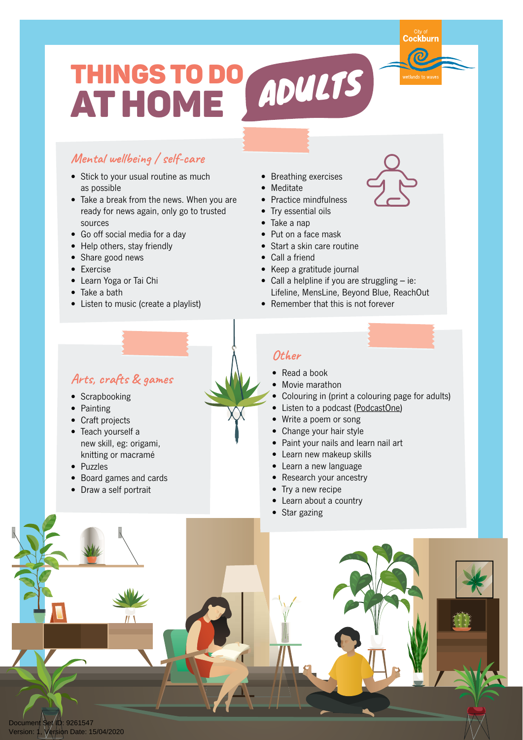City of Cockburn
wetlands to waves

# THINGS TO DO AT HOME — ADULTS

## Mental wellbeing / self-care

- Stick to your usual routine as much as possible
- Take a break from the news. When you are ready for news again, only go to trusted sources
- Go off social media for a day
- Help others, stay friendly
- Share good news
- Exercise
- Learn Yoga or Tai Chi
- Take a bath
- Listen to music (create a playlist)
- Breathing exercises
- Meditate
- Practice mindfulness
- Try essential oils
- Take a nap
- Put on a face mask
- Start a skin care routine
- Call a friend
- Keep a gratitude journal
- Call a helpline if you are struggling – ie: Lifeline, MensLine, Beyond Blue, ReachOut
- Remember that this is not forever

## Arts, crafts & games

- Scrapbooking
- Painting
- Craft projects
- Teach yourself a new skill, eg: origami, knitting or macramé
- Puzzles
- Board games and cards
- Draw a self portrait

## Other

- Read a book
- Movie marathon
- Colouring in (print a colouring page for adults)
- Listen to a podcast (PodcastOne)
- Write a poem or song
- Change your hair style
- Paint your nails and learn nail art
- Learn new makeup skills
- Learn a new language
- Research your ancestry
- Try a new recipe
- Learn about a country
- Star gazing

Document Set ID: 9261547
Version: 1, Version Date: 15/04/2020